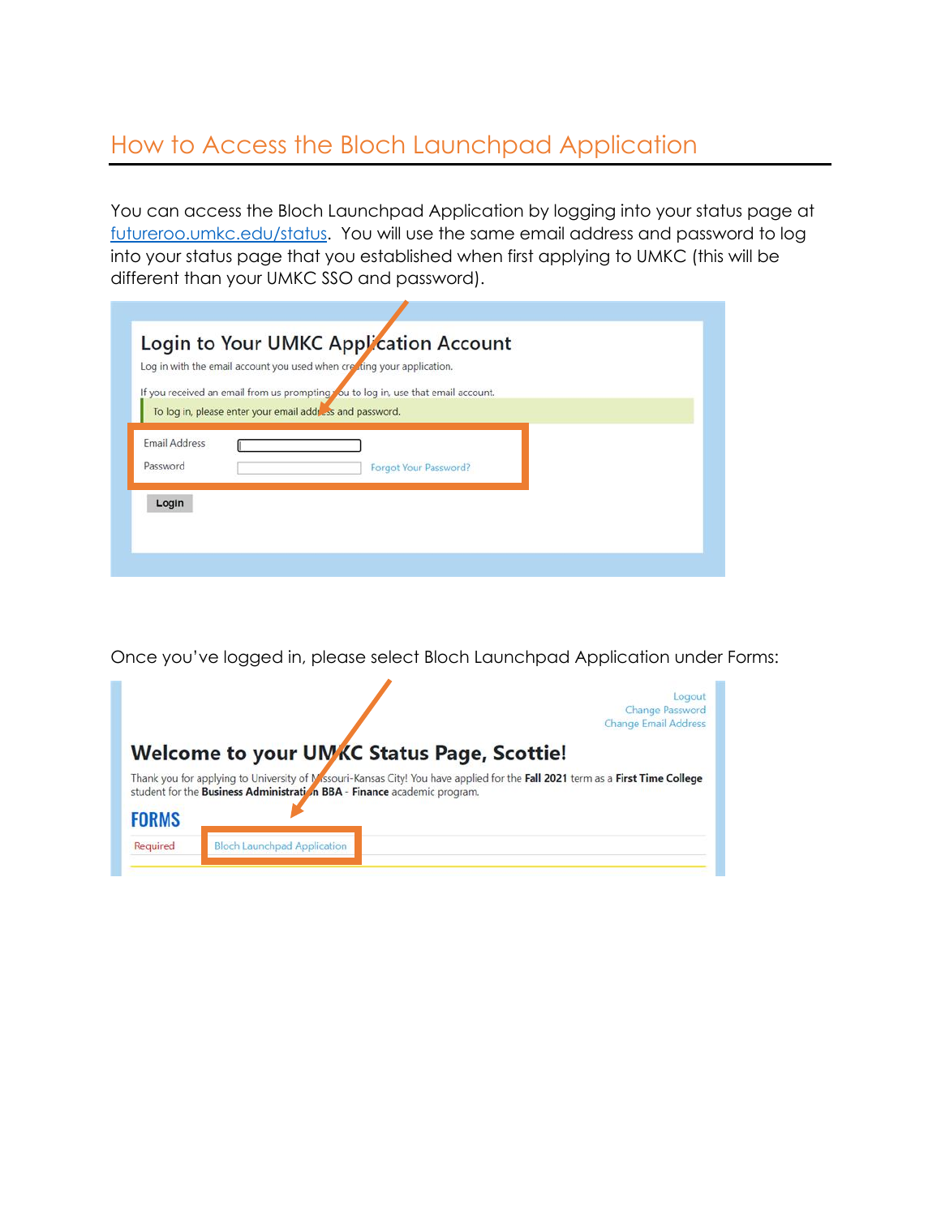# How to Access the Bloch Launchpad Application

You can access the Bloch Launchpad Application by logging into your status page at [futureroo.umkc.edu/status](futureroo.umkc.edu/status). You will use the same email address and password to log into your status page that you established when first applying to UMKC (this will be different than your UMKC SSO and password).

## Login to Your UMKC Application Account

Log in with the email account you used when creating your application.

If you received an email from us prompting you to log in, use that email account.

To log in, please enter your email address and password.

Email Address

Password Forgot Your Password?

Login

Once you've logged in, please select Bloch Launchpad Application under Forms:

Logout
Change Password
Change Email Address

## Welcome to your UMKC Status Page, Scottie!

Thank you for applying to University of Missouri-Kansas City! You have applied for the **Fall 2021** term as a **First Time College** student for the **Business Administration BBA - Finance** academic program.

### FORMS

Required Bloch Launchpad Application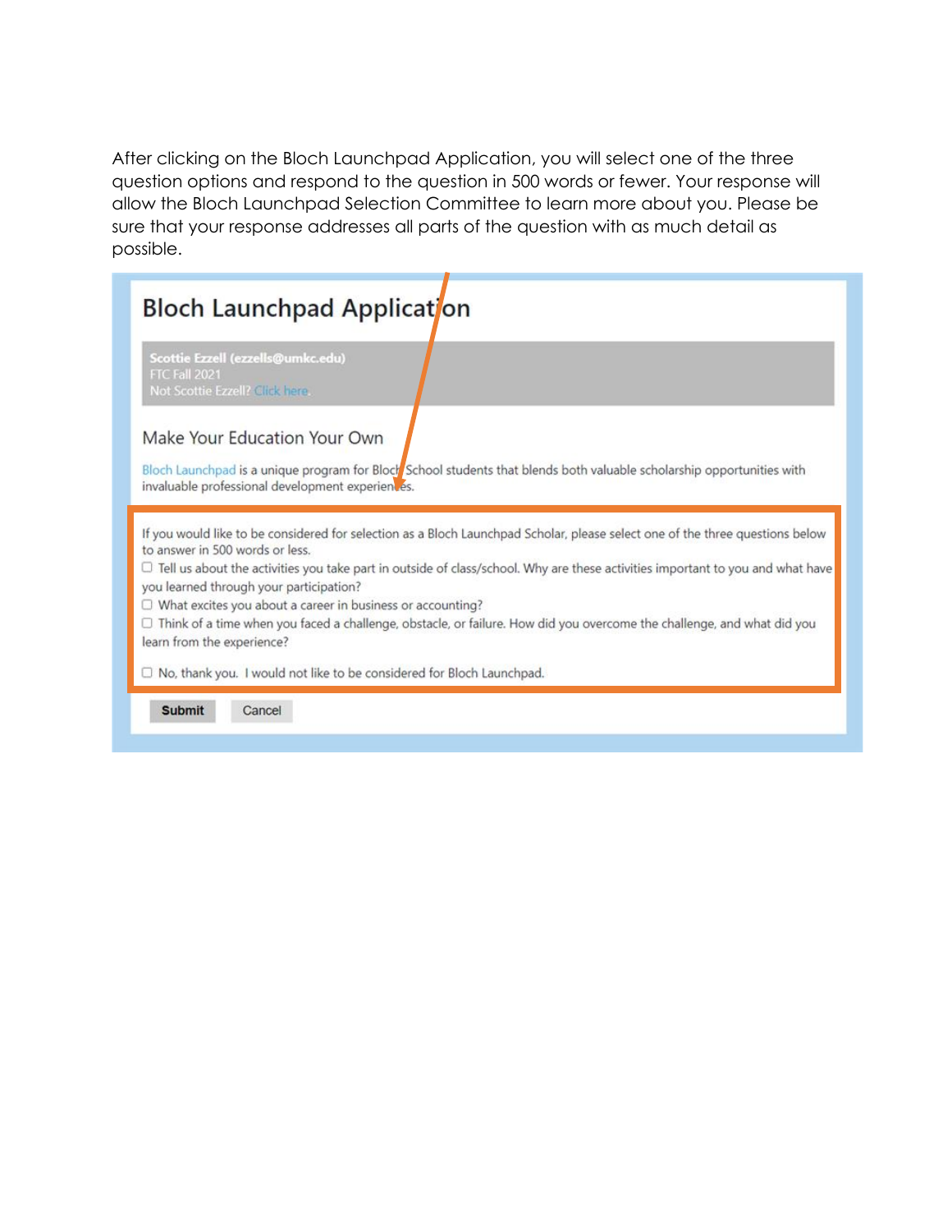After clicking on the Bloch Launchpad Application, you will select one of the three question options and respond to the question in 500 words or fewer. Your response will allow the Bloch Launchpad Selection Committee to learn more about you. Please be sure that your response addresses all parts of the question with as much detail as possible.

## Bloch Launchpad Application

**Scottie Ezzell (ezzells@umkc.edu)**
FTC Fall 2021
Not Scottie Ezzell? Click here.

### Make Your Education Your Own

Bloch Launchpad is a unique program for Bloch School students that blends both valuable scholarship opportunities with invaluable professional development experiences.

If you would like to be considered for selection as a Bloch Launchpad Scholar, please select one of the three questions below to answer in 500 words or less.

- ☐ Tell us about the activities you take part in outside of class/school. Why are these activities important to you and what have you learned through your participation?
- ☐ What excites you about a career in business or accounting?
- ☐ Think of a time when you faced a challenge, obstacle, or failure. How did you overcome the challenge, and what did you learn from the experience?

- ☐ No, thank you. I would not like to be considered for Bloch Launchpad.

Submit | Cancel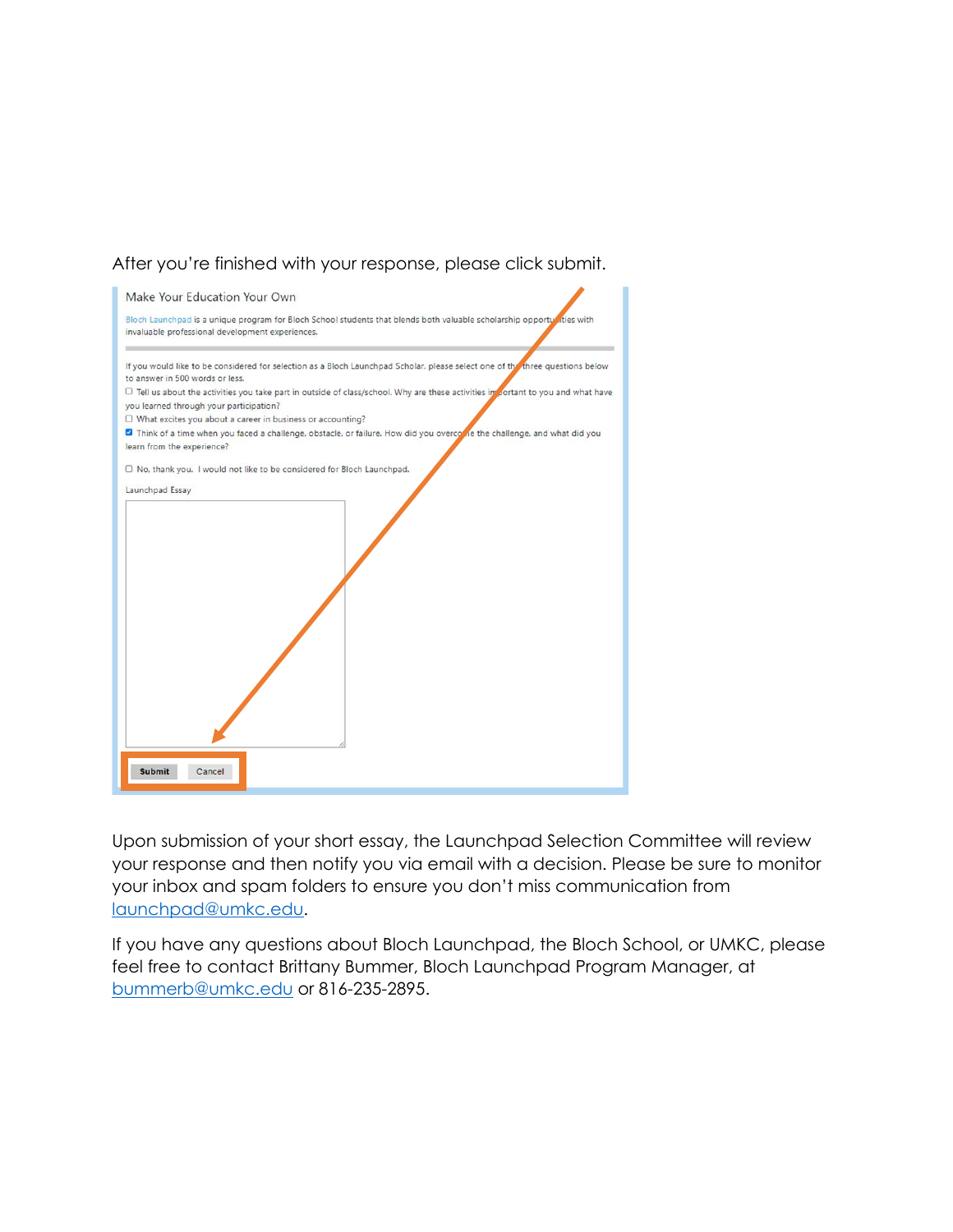After you're finished with your response, please click submit.

Make Your Education Your Own

Bloch Launchpad is a unique program for Bloch School students that blends both valuable scholarship opportunities with invaluable professional development experiences.

If you would like to be considered for selection as a Bloch Launchpad Scholar, please select one of the three questions below to answer in 500 words or less.

- [ ] Tell us about the activities you take part in outside of class/school. Why are these activities important to you and what have you learned through your participation?
- [ ] What excites you about a career in business or accounting?
- [x] Think of a time when you faced a challenge, obstacle, or failure. How did you overcome the challenge, and what did you learn from the experience?

- [ ] No, thank you. I would not like to be considered for Bloch Launchpad.

Launchpad Essay

Submit Cancel

Upon submission of your short essay, the Launchpad Selection Committee will review your response and then notify you via email with a decision. Please be sure to monitor your inbox and spam folders to ensure you don't miss communication from launchpad@umkc.edu.

If you have any questions about Bloch Launchpad, the Bloch School, or UMKC, please feel free to contact Brittany Bummer, Bloch Launchpad Program Manager, at bummerb@umkc.edu or 816-235-2895.